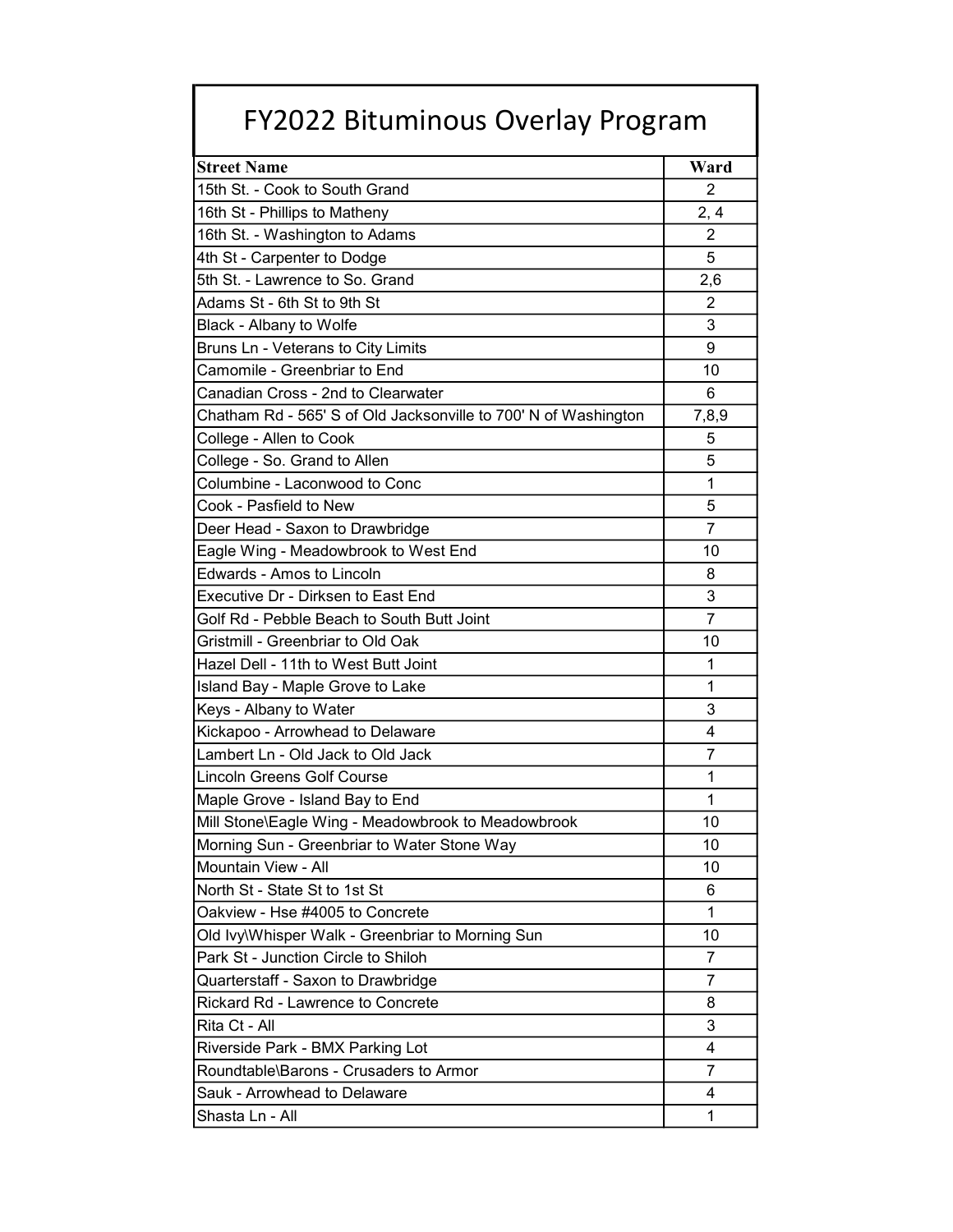# FY2022 Bituminous Overlay Program

| Street Name | Ward |
|---|---|
| 15th St. - Cook to South Grand | 2 |
| 16th St - Phillips to Matheny | 2, 4 |
| 16th St. - Washington to Adams | 2 |
| 4th St - Carpenter to Dodge | 5 |
| 5th St. - Lawrence to So. Grand | 2,6 |
| Adams St - 6th St to 9th St | 2 |
| Black - Albany to Wolfe | 3 |
| Bruns Ln - Veterans to City Limits | 9 |
| Camomile - Greenbriar to End | 10 |
| Canadian Cross - 2nd to Clearwater | 6 |
| Chatham Rd - 565' S of Old Jacksonville to 700' N of Washington | 7,8,9 |
| College - Allen to Cook | 5 |
| College - So. Grand to Allen | 5 |
| Columbine - Laconwood to Conc | 1 |
| Cook - Pasfield to New | 5 |
| Deer Head - Saxon to Drawbridge | 7 |
| Eagle Wing - Meadowbrook to West End | 10 |
| Edwards - Amos to Lincoln | 8 |
| Executive Dr - Dirksen to East End | 3 |
| Golf Rd - Pebble Beach to South Butt Joint | 7 |
| Gristmill - Greenbriar to Old Oak | 10 |
| Hazel Dell - 11th to West Butt Joint | 1 |
| Island Bay - Maple Grove to Lake | 1 |
| Keys - Albany to Water | 3 |
| Kickapoo - Arrowhead to Delaware | 4 |
| Lambert Ln - Old Jack to Old Jack | 7 |
| Lincoln Greens Golf Course | 1 |
| Maple Grove - Island Bay to End | 1 |
| Mill Stone\Eagle Wing - Meadowbrook to Meadowbrook | 10 |
| Morning Sun - Greenbriar to Water Stone Way | 10 |
| Mountain View - All | 10 |
| North St - State St to 1st St | 6 |
| Oakview - Hse #4005 to Concrete | 1 |
| Old Ivy\Whisper Walk - Greenbriar to Morning Sun | 10 |
| Park St - Junction Circle to Shiloh | 7 |
| Quarterstaff - Saxon to Drawbridge | 7 |
| Rickard Rd - Lawrence to Concrete | 8 |
| Rita Ct - All | 3 |
| Riverside Park - BMX Parking Lot | 4 |
| Roundtable\Barons - Crusaders to Armor | 7 |
| Sauk - Arrowhead to Delaware | 4 |
| Shasta Ln - All | 1 |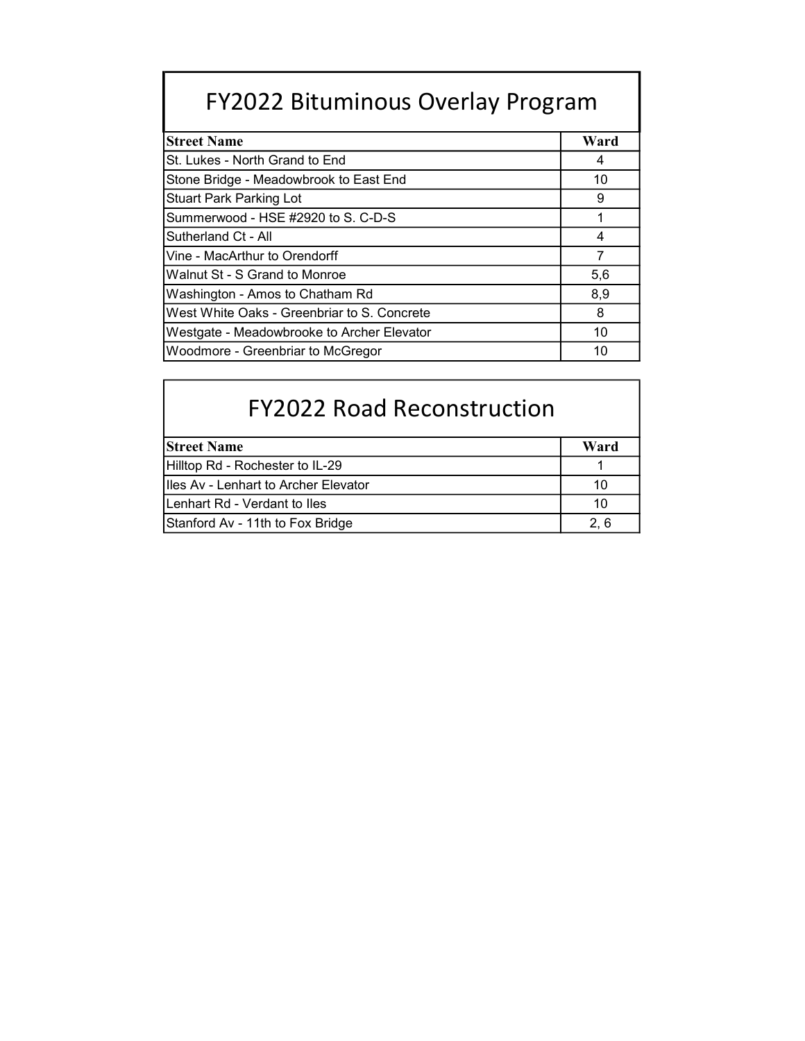## FY2022 Bituminous Overlay Program

| Street Name | Ward |
|---|---|
| St. Lukes - North Grand to End | 4 |
| Stone Bridge - Meadowbrook to East End | 10 |
| Stuart Park Parking Lot | 9 |
| Summerwood - HSE #2920 to S. C-D-S | 1 |
| Sutherland Ct - All | 4 |
| Vine - MacArthur to Orendorff | 7 |
| Walnut St - S Grand to Monroe | 5,6 |
| Washington - Amos to Chatham Rd | 8,9 |
| West White Oaks - Greenbriar to S. Concrete | 8 |
| Westgate - Meadowbrooke to Archer Elevator | 10 |
| Woodmore - Greenbriar to McGregor | 10 |

## FY2022 Road Reconstruction

| Street Name | Ward |
|---|---|
| Hilltop Rd - Rochester to IL-29 | 1 |
| Iles Av - Lenhart to Archer Elevator | 10 |
| Lenhart Rd - Verdant to Iles | 10 |
| Stanford Av - 11th to Fox Bridge | 2, 6 |